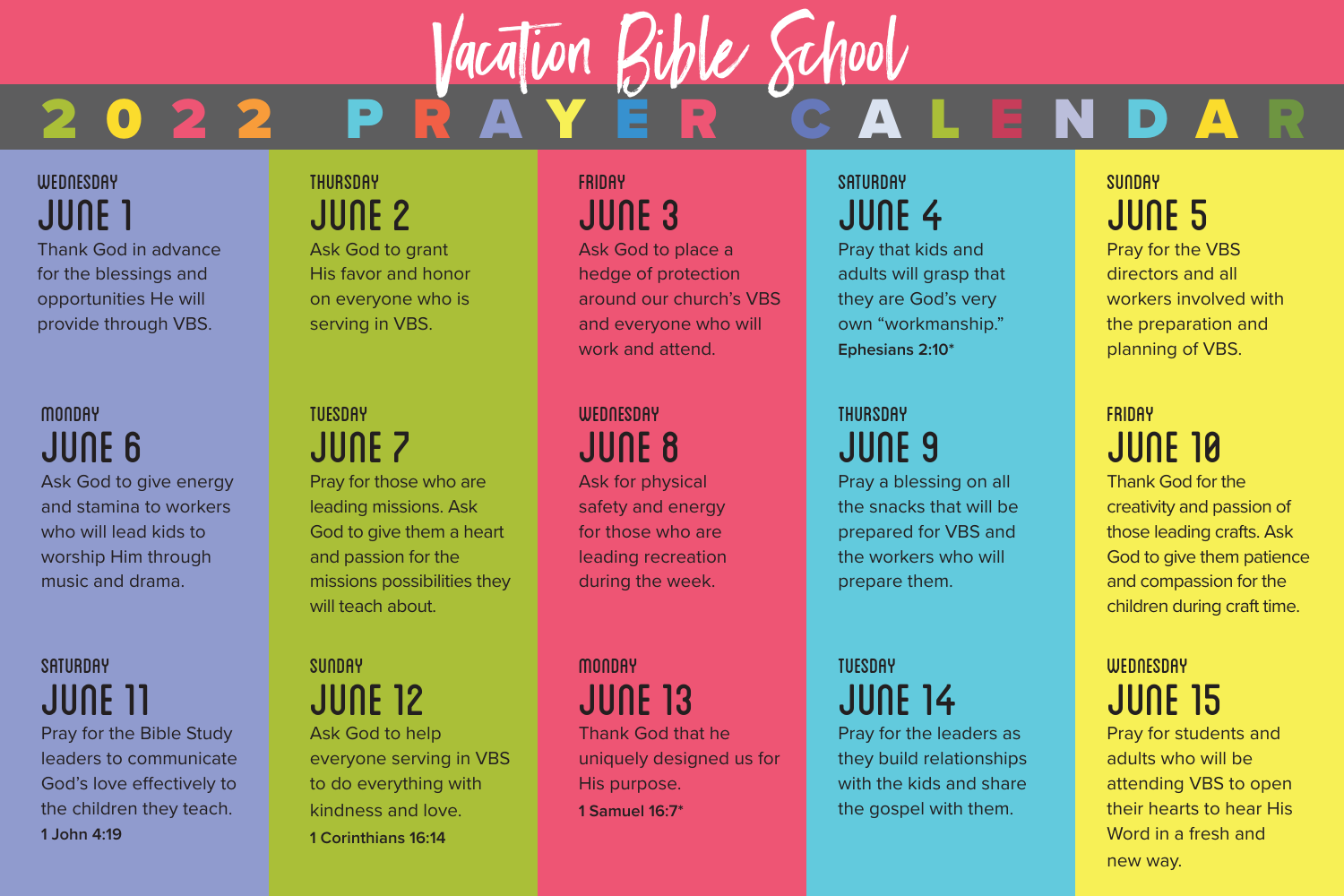# Vacation Bible School

## 2022 PRAYER CALENDAR

### WEDNESDAY
### JUNE 1
Thank God in advance for the blessings and opportunities He will provide through VBS.

### THURSDAY
### JUNE 2
Ask God to grant His favor and honor on everyone who is serving in VBS.

### FRIDAY
### JUNE 3
Ask God to place a hedge of protection around our church's VBS and everyone who will work and attend.

### SATURDAY
### JUNE 4
Pray that kids and adults will grasp that they are God's very own "workmanship."
**Ephesians 2:10***

### SUNDAY
### JUNE 5
Pray for the VBS directors and all workers involved with the preparation and planning of VBS.

### MONDAY
### JUNE 6
Ask God to give energy and stamina to workers who will lead kids to worship Him through music and drama.

### TUESDAY
### JUNE 7
Pray for those who are leading missions. Ask God to give them a heart and passion for the missions possibilities they will teach about.

### WEDNESDAY
### JUNE 8
Ask for physical safety and energy for those who are leading recreation during the week.

### THURSDAY
### JUNE 9
Pray a blessing on all the snacks that will be prepared for VBS and the workers who will prepare them.

### FRIDAY
### JUNE 10
Thank God for the creativity and passion of those leading crafts. Ask God to give them patience and compassion for the children during craft time.

### SATURDAY
### JUNE 11
Pray for the Bible Study leaders to communicate God's love effectively to the children they teach.
**1 John 4:19**

### SUNDAY
### JUNE 12
Ask God to help everyone serving in VBS to do everything with kindness and love.
**1 Corinthians 16:14**

### MONDAY
### JUNE 13
Thank God that he uniquely designed us for His purpose.
**1 Samuel 16:7***

### TUESDAY
### JUNE 14
Pray for the leaders as they build relationships with the kids and share the gospel with them.

### WEDNESDAY
### JUNE 15
Pray for students and adults who will be attending VBS to open their hearts to hear His Word in a fresh and new way.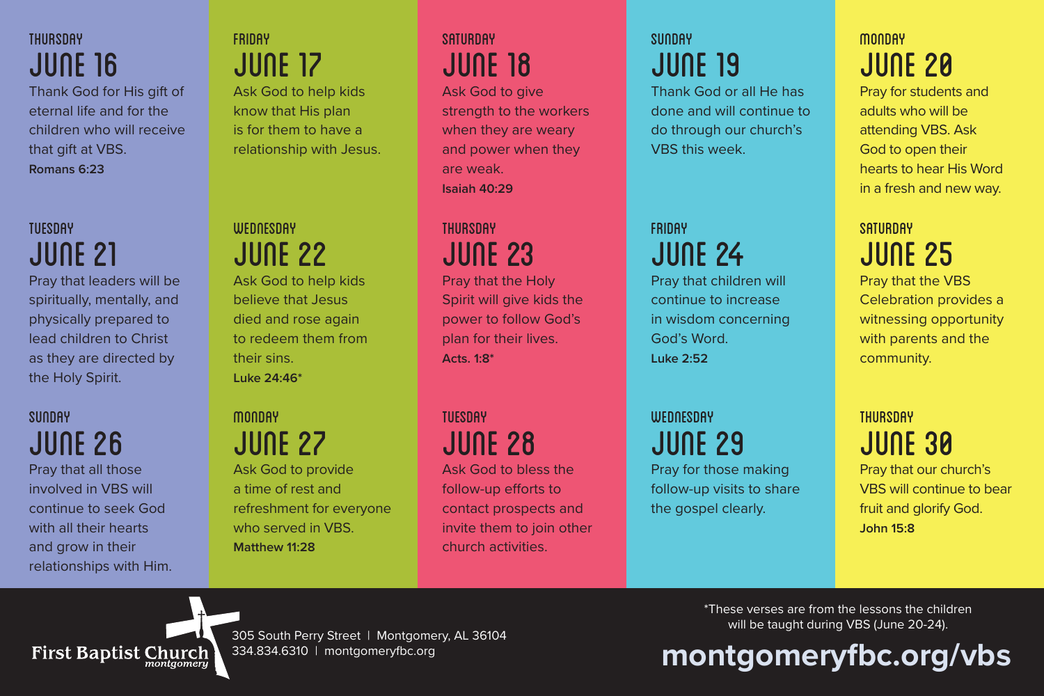## Thursday
### June 16

Thank God for His gift of eternal life and for the children who will receive that gift at VBS.

**Romans 6:23**

## Friday
### June 17

Ask God to help kids know that His plan is for them to have a relationship with Jesus.

## Saturday
### June 18

Ask God to give strength to the workers when they are weary and power when they are weak.

**Isaiah 40:29**

## Sunday
### June 19

Thank God or all He has done and will continue to do through our church's VBS this week.

## Monday
### June 20

Pray for students and adults who will be attending VBS. Ask God to open their hearts to hear His Word in a fresh and new way.

## Tuesday
### June 21

Pray that leaders will be spiritually, mentally, and physically prepared to lead children to Christ as they are directed by the Holy Spirit.

## Wednesday
### June 22

Ask God to help kids believe that Jesus died and rose again to redeem them from their sins.

**Luke 24:46***

## Thursday
### June 23

Pray that the Holy Spirit will give kids the power to follow God's plan for their lives.

**Acts. 1:8***

## Friday
### June 24

Pray that children will continue to increase in wisdom concerning God's Word.

**Luke 2:52**

## Saturday
### June 25

Pray that the VBS Celebration provides a witnessing opportunity with parents and the community.

## Sunday
### June 26

Pray that all those involved in VBS will continue to seek God with all their hearts and grow in their relationships with Him.

## Monday
### June 27

Ask God to provide a time of rest and refreshment for everyone who served in VBS.

**Matthew 11:28**

## Tuesday
### June 28

Ask God to bless the follow-up efforts to contact prospects and invite them to join other church activities.

## Wednesday
### June 29

Pray for those making follow-up visits to share the gospel clearly.

## Thursday
### June 30

Pray that our church's VBS will continue to bear fruit and glorify God.

**John 15:8**

---

First Baptist Church *montgomery*

305 South Perry Street | Montgomery, AL 36104
334.834.6310 | montgomeryfbc.org

*These verses are from the lessons the children will be taught during VBS (June 20-24).

**montgomeryfbc.org/vbs**